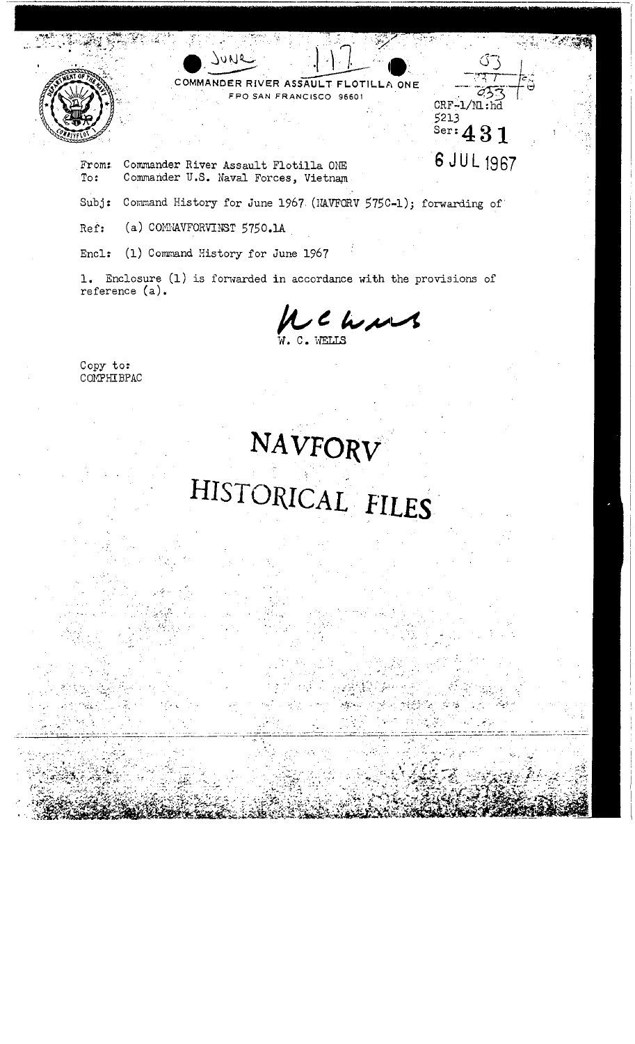June 117

COMMANDER RIVER ASSAULT FLOTILLA ONE
FPO SAN FRANCISCO 96601

CRF-1/ML:hd
5213
Ser: 431

6 JUL 1967

From: Commander River Assault Flotilla ONE
To: Commander U.S. Naval Forces, Vietnam

Subj: Command History for June 1967 (NAVFORV 5750-1); forwarding of

Ref: (a) COMNAVFORVINST 5750.1A

Encl: (1) Command History for June 1967

1. Enclosure (1) is forwarded in accordance with the provisions of reference (a).

W. C. WELLS

Copy to:
COMPHIBPAC

# NAVFORV HISTORICAL FILES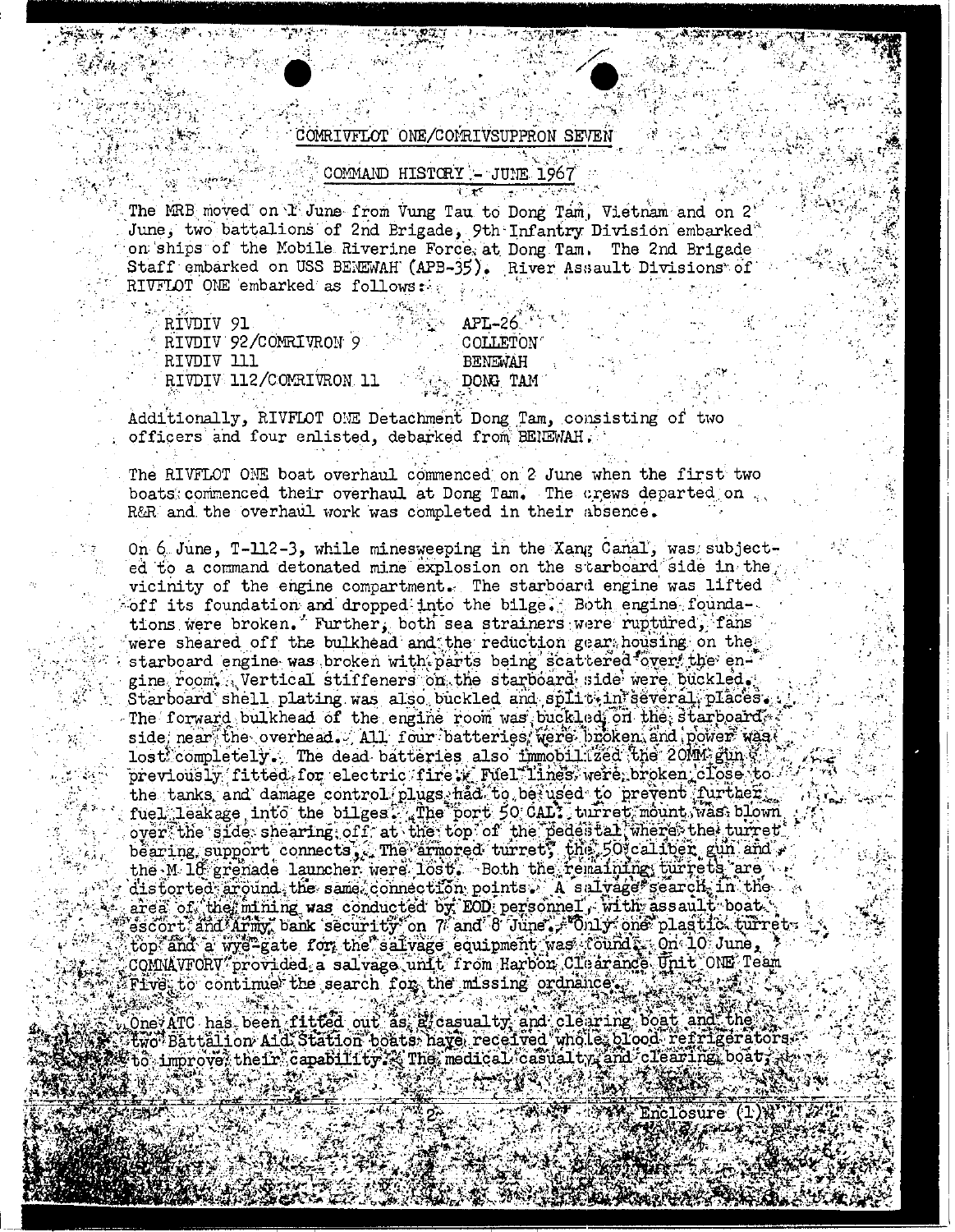COMRIVFLOT ONE/COMRIVSUPPRON SEVEN

COMMAND HISTORY - JUNE 1967

The MRB moved on 1 June from Vung Tau to Dong Tam, Vietnam and on 2 June, two battalions of 2nd Brigade, 9th Infantry Division embarked on ships of the Mobile Riverine Force at Dong Tam. The 2nd Brigade Staff embarked on USS BENEWAH (APB-35). River Assault Divisions of RIVFLOT ONE embarked as follows:

| | |
|---|---|
| RIVDIV 91 | APL-26 |
| RIVDIV 92/COMRIVRON 9 | COLLETON |
| RIVDIV 111 | BENEWAH |
| RIVDIV 112/COMRIVRON 11 | DONG TAM |

Additionally, RIVFLOT ONE Detachment Dong Tam, consisting of two officers and four enlisted, debarked from BENEWAH.

The RIVFLOT ONE boat overhaul commenced on 2 June when the first two boats commenced their overhaul at Dong Tam. The crews departed on R&R and the overhaul work was completed in their absence.

On 6 June, T-112-3, while minesweeping in the Xang Canal, was subjected to a command detonated mine explosion on the starboard side in the vicinity of the engine compartment. The starboard engine was lifted off its foundation and dropped into the bilge. Both engine foundations were broken. Further, both sea strainers were ruptured, fans were sheared off the bulkhead and the reduction gear housing on the starboard engine was broken with parts being scattered over the engine room. Vertical stiffeners on the starboard side were buckled. Starboard shell plating was also buckled and split in several places. The forward bulkhead of the engine room was buckled on the starboard side near the overhead. All four batteries were broken and power was lost completely. The dead batteries also immobilized the 20MM gun previously fitted for electric fire. Fuel lines were broken close to the tanks and damage control plugs had to be used to prevent further fuel leakage into the bilges. The port 50 CAL. turret mount was blown over the side shearing off at the top of the pedestal where the turret bearing support connects. The armored turret, the 50 caliber gun and the M-18 grenade launcher were lost. Both the remaining turrets are distorted around the same connection points. A salvage search in the area of the mining was conducted by EOD personnel, with assault boat escort and Army bank security on 7 and 8 June. Only one plastic turret top and a wye-gate for the salvage equipment was found. On 10 June, COMNAVFORV provided a salvage unit from Harbor Clearance Unit ONE Team Five to continue the search for the missing ordnance.

One ATC has been fitted out as a casualty and clearing boat and the two Battalion Aid Station boats have received whole blood refrigerators to improve their capability. The medical casualty and clearing boat,

Enclosure (1)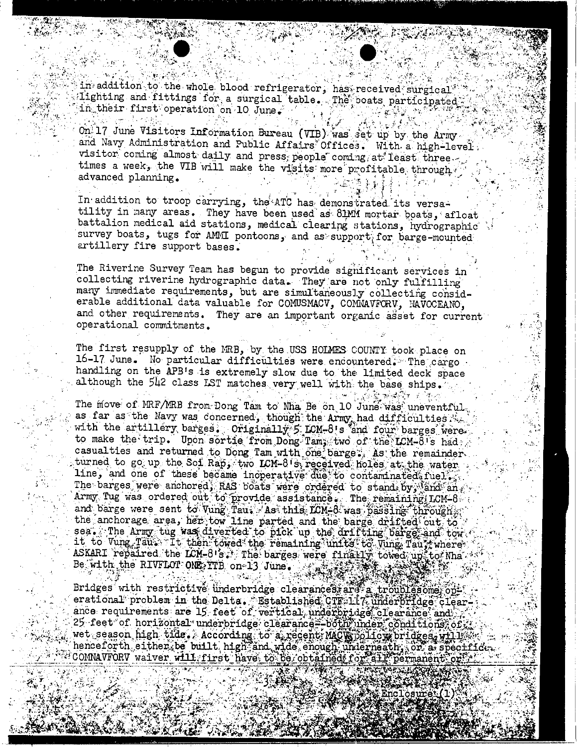in addition to the whole blood refrigerator, has received surgical lighting and fittings for a surgical table. The boats participated in their first operation on 10 June.

On 17 June Visitors Information Bureau (VIB) was set up by the Army and Navy Administration and Public Affairs Offices. With a high-level visitor coming almost daily and press people coming at least three times a week, the VIB will make the visits more profitable through advanced planning.

In addition to troop carrying, the ATC has demonstrated its versatility in many areas. They have been used as 81MM mortar boats, afloat battalion medical aid stations, medical clearing stations, hydrographic survey boats, tugs for AMMI pontoons, and as support for barge-mounted artillery fire support bases.

The Riverine Survey Team has begun to provide significant services in collecting riverine hydrographic data. They are not only fulfilling many immediate requirements, but are simultaneously collecting considerable additional data valuable for COMUSMACV, COMNAVFORV, NAVOCEANO, and other requirements. They are an important organic asset for current operational commitments.

The first resupply of the MRB, by the USS HOLMES COUNTY took place on 16-17 June. No particular difficulties were encountered. The cargo handling on the APB's is extremely slow due to the limited deck space although the 542 class LST matches very well with the base ships.

The move of MRF/MRB from Dong Tam to Nha Be on 10 June was uneventful as far as the Navy was concerned, though the Army had difficulties with the artillery barges. Originally 5 LCM-8's and four barges were to make the trip. Upon sortie from Dong Tam, two of the LCM-8's had casualties and returned to Dong Tam with one barge. As the remainder turned to go up the Soi Rap, two LCM-8's received holes at the water line, and one of these became inoperative due to contaminated fuel. The barges were anchored, RAS boats were ordered to stand by, and an Army Tug was ordered out to provide assistance. The remaining LCM-8 and barge were sent to Vung Tau. As this LCM-8 was passing through the anchorage area, her tow line parted and the barge drifted out to sea. The Army tug was diverted to pick up the drifting barge and tow it to Vung Tau. It then towed the remaining units to Vung Tau, where ASKARI repaired the LCM-8's. The barges were finally towed up to Nha Be with the RIVFLOT ONE YTB on 13 June.

Bridges with restrictive underbridge clearances are a troublesome operational problem in the Delta. Established CTF 117 underbridge clearance requirements are 15 feet of vertical underbridge clearance and 25 feet of horizontal underbridge clearance--both under conditions of wet season high tide. According to a recent MACV policy bridges will henceforth either be built high and wide enough underneath, or a specific COMNAVFORV waiver will first have to be obtained for all permanent or

Enclosure (1)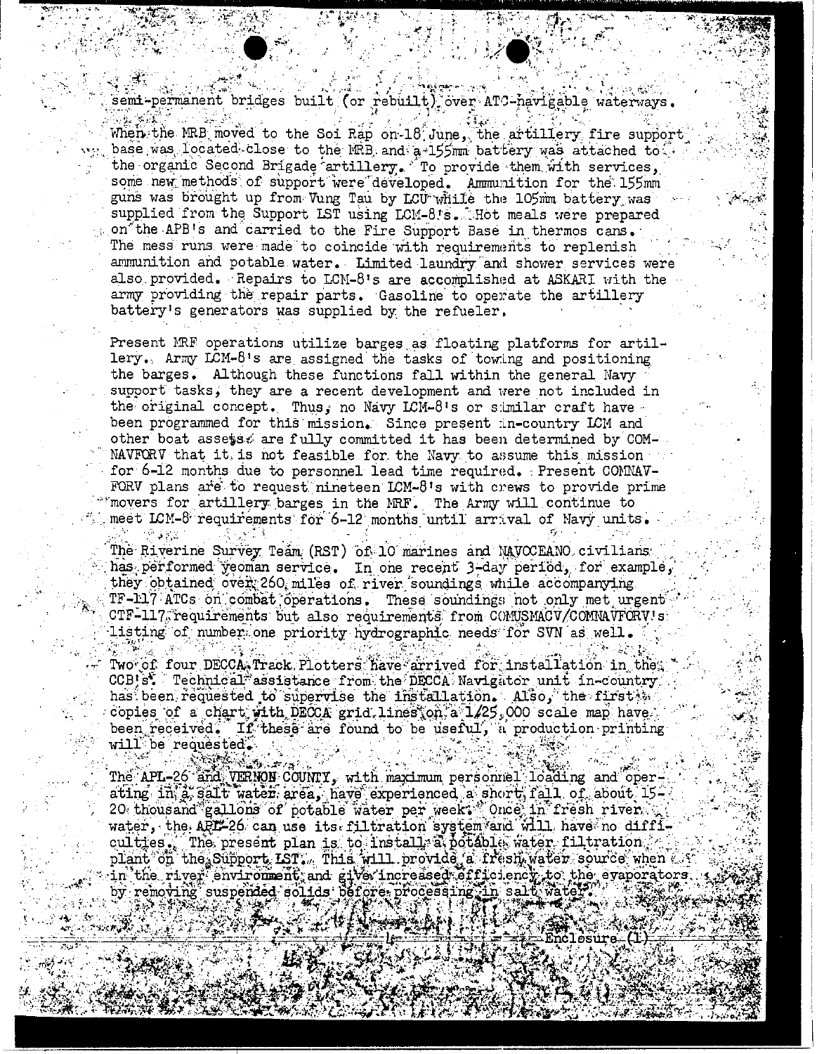semi-permanent bridges built (or rebuilt) over ATC-navigable waterways.

When the MRB moved to the Soi Rap on 18 June, the artillery fire support base was located close to the MRB and a 155mm battery was attached to the organic Second Brigade artillery. To provide them with services, some new methods of support were developed. Ammunition for the 155mm guns was brought up from Vung Tau by LCU while the 105mm battery was supplied from the Support LST using LCM-8's. Hot meals were prepared on the APB's and carried to the Fire Support Base in thermos cans. The mess runs were made to coincide with requirements to replenish ammunition and potable water. Limited laundry and shower services were also provided. Repairs to LCM-8's are accomplished at ASKARI with the army providing the repair parts. Gasoline to operate the artillery battery's generators was supplied by the refueler.

Present MRF operations utilize barges as floating platforms for artillery. Army LCM-8's are assigned the tasks of towing and positioning the barges. Although these functions fall within the general Navy support tasks, they are a recent development and were not included in the original concept. Thus, no Navy LCM-8's or similar craft have been programmed for this mission. Since present in-country LCM and other boat assets are fully committed it has been determined by COMNAVFORV that it is not feasible for the Navy to assume this mission for 6-12 months due to personnel lead time required. Present COMNAVFORV plans are to request nineteen LCM-8's with crews to provide prime movers for artillery barges in the MRF. The Army will continue to meet LCM-8 requirements for 6-12 months until arrival of Navy units.

The Riverine Survey Team (RST) of 10 marines and NAVOCEANO civilians has performed yeoman service. In one recent 3-day period, for example, they obtained over 260 miles of river soundings while accompanying TF-117 ATCs on combat operations. These soundings not only met urgent CTF-117 requirements but also requirements from COMUSMACV/COMNAVFORV's listing of number one priority hydrographic needs for SVN as well.

Two of four DECCA Track Plotters have arrived for installation in the CCB's. Technical assistance from the DECCA Navigator unit in-country has been requested to supervise the installation. Also, the first copies of a chart with DECCA grid lines on a 1/25,000 scale map have been received. If these are found to be useful, a production printing will be requested.

The APL-26 and VERNON COUNTY, with maximum personnel loading and operating in a salt water area, have experienced a short fall of about 15-20 thousand gallons of potable water per week. Once in fresh river water, the APL-26 can use its filtration system and will have no difficulties. The present plan is to install a potable water filtration plant on the Support LST. This will provide a fresh water source when in the river environment and give increased efficiency to the evaporators by removing suspended solids before processing in salt water.

Enclosure (1)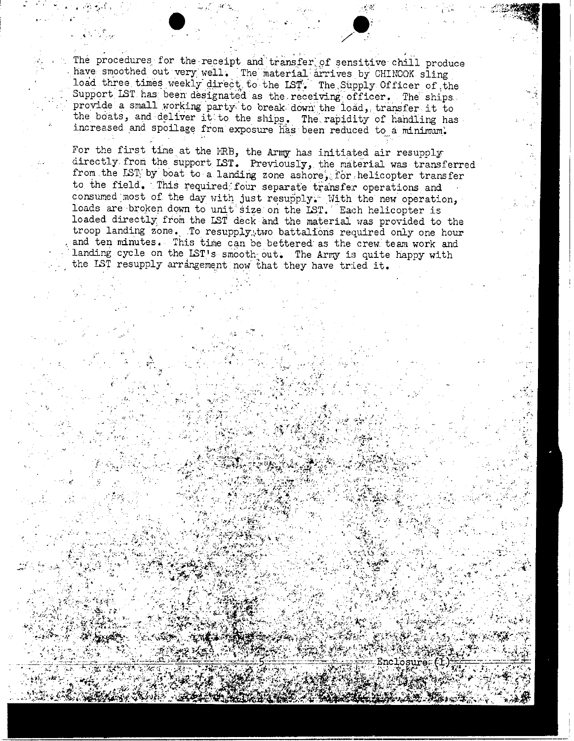The procedures for the receipt and transfer of sensitive chill produce have smoothed out very well. The material arrives by CHINOOK sling load three times weekly direct to the LST. The Supply Officer of the Support LST has been designated as the receiving officer. The ships provide a small working party to break down the load, transfer it to the boats, and deliver it to the ships. The rapidity of handling has increased and spoilage from exposure has been reduced to a minimum.

For the first time at the MRB, the Army has initiated air resupply directly from the support LST. Previously, the material was transferred from the LST by boat to a landing zone ashore, for helicopter transfer to the field. This required four separate transfer operations and consumed most of the day with just resupply. With the new operation, loads are broken down to unit size on the LST. Each helicopter is loaded directly from the LST deck and the material was provided to the troop landing zone. To resupply two battalions required only one hour and ten minutes. This time can be bettered as the crew team work and landing cycle on the LST's smooth out. The Army is quite happy with the LST resupply arrangement now that they have tried it.

Enclosure (1)